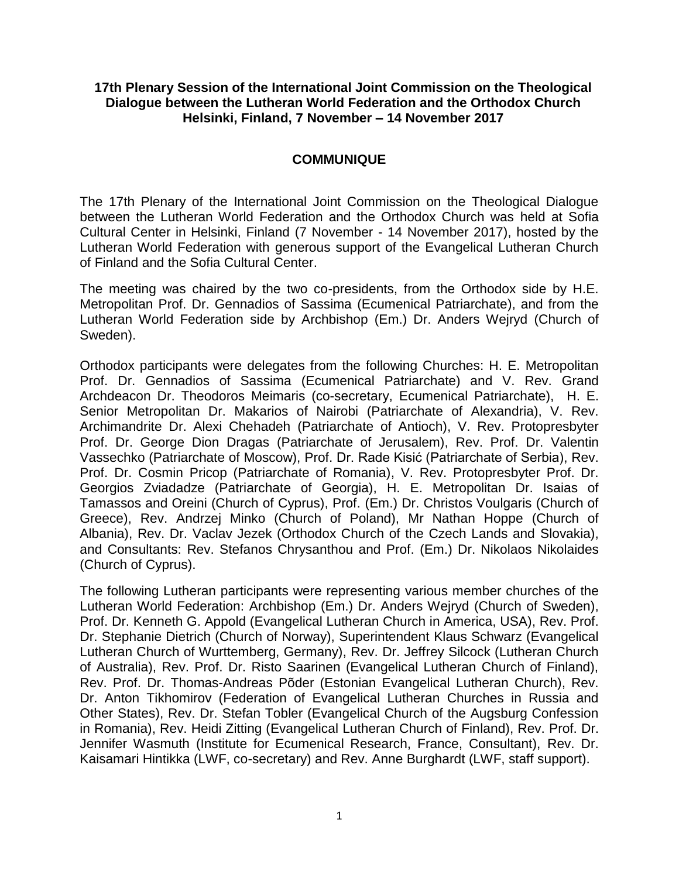**17th Plenary Session of the International Joint Commission on the Theological Dialogue between the Lutheran World Federation and the Orthodox Church Helsinki, Finland, 7 November – 14 November 2017**

**COMMUNIQUE**

The 17th Plenary of the International Joint Commission on the Theological Dialogue between the Lutheran World Federation and the Orthodox Church was held at Sofia Cultural Center in Helsinki, Finland (7 November - 14 November 2017), hosted by the Lutheran World Federation with generous support of the Evangelical Lutheran Church of Finland and the Sofia Cultural Center.

The meeting was chaired by the two co-presidents, from the Orthodox side by H.E. Metropolitan Prof. Dr. Gennadios of Sassima (Ecumenical Patriarchate), and from the Lutheran World Federation side by Archbishop (Em.) Dr. Anders Wejryd (Church of Sweden).

Orthodox participants were delegates from the following Churches: H. E. Metropolitan Prof. Dr. Gennadios of Sassima (Ecumenical Patriarchate) and V. Rev. Grand Archdeacon Dr. Theodoros Meimaris (co-secretary, Ecumenical Patriarchate), H. E. Senior Metropolitan Dr. Makarios of Nairobi (Patriarchate of Alexandria), V. Rev. Archimandrite Dr. Alexi Chehadeh (Patriarchate of Antioch), V. Rev. Protopresbyter Prof. Dr. George Dion Dragas (Patriarchate of Jerusalem), Rev. Prof. Dr. Valentin Vassechko (Patriarchate of Moscow), Prof. Dr. Rade Kisić (Patriarchate of Serbia), Rev. Prof. Dr. Cosmin Pricop (Patriarchate of Romania), V. Rev. Protopresbyter Prof. Dr. Georgios Zviadadze (Patriarchate of Georgia), H. E. Metropolitan Dr. Isaias of Tamassos and Oreini (Church of Cyprus), Prof. (Em.) Dr. Christos Voulgaris (Church of Greece), Rev. Andrzej Minko (Church of Poland), Mr Nathan Hoppe (Church of Albania), Rev. Dr. Vaclav Jezek (Orthodox Church of the Czech Lands and Slovakia), and Consultants: Rev. Stefanos Chrysanthou and Prof. (Em.) Dr. Nikolaos Nikolaides (Church of Cyprus).

The following Lutheran participants were representing various member churches of the Lutheran World Federation: Archbishop (Em.) Dr. Anders Wejryd (Church of Sweden), Prof. Dr. Kenneth G. Appold (Evangelical Lutheran Church in America, USA), Rev. Prof. Dr. Stephanie Dietrich (Church of Norway), Superintendent Klaus Schwarz (Evangelical Lutheran Church of Wurttemberg, Germany), Rev. Dr. Jeffrey Silcock (Lutheran Church of Australia), Rev. Prof. Dr. Risto Saarinen (Evangelical Lutheran Church of Finland), Rev. Prof. Dr. Thomas-Andreas Põder (Estonian Evangelical Lutheran Church), Rev. Dr. Anton Tikhomirov (Federation of Evangelical Lutheran Churches in Russia and Other States), Rev. Dr. Stefan Tobler (Evangelical Church of the Augsburg Confession in Romania), Rev. Heidi Zitting (Evangelical Lutheran Church of Finland), Rev. Prof. Dr. Jennifer Wasmuth (Institute for Ecumenical Research, France, Consultant), Rev. Dr. Kaisamari Hintikka (LWF, co-secretary) and Rev. Anne Burghardt (LWF, staff support).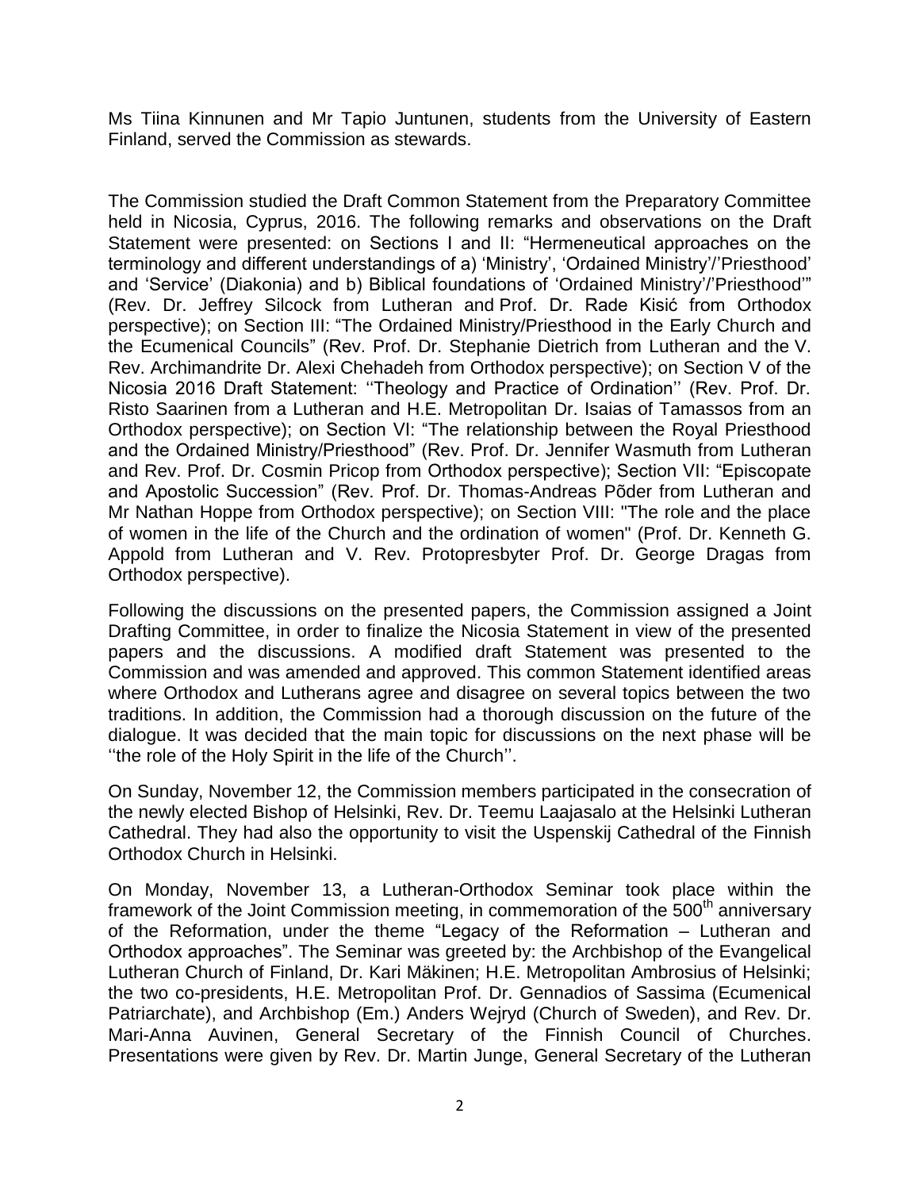Ms Tiina Kinnunen and Mr Tapio Juntunen, students from the University of Eastern Finland, served the Commission as stewards.

The Commission studied the Draft Common Statement from the Preparatory Committee held in Nicosia, Cyprus, 2016. The following remarks and observations on the Draft Statement were presented: on Sections I and II: "Hermeneutical approaches on the terminology and different understandings of a) 'Ministry', 'Ordained Ministry'/'Priesthood' and 'Service' (Diakonia) and b) Biblical foundations of 'Ordained Ministry'/'Priesthood'" (Rev. Dr. Jeffrey Silcock from Lutheran and Prof. Dr. Rade Kisić from Orthodox perspective); on Section III: "The Ordained Ministry/Priesthood in the Early Church and the Ecumenical Councils" (Rev. Prof. Dr. Stephanie Dietrich from Lutheran and the V. Rev. Archimandrite Dr. Alexi Chehadeh from Orthodox perspective); on Section V of the Nicosia 2016 Draft Statement: ''Theology and Practice of Ordination'' (Rev. Prof. Dr. Risto Saarinen from a Lutheran and H.E. Metropolitan Dr. Isaias of Tamassos from an Orthodox perspective); on Section VI: "The relationship between the Royal Priesthood and the Ordained Ministry/Priesthood" (Rev. Prof. Dr. Jennifer Wasmuth from Lutheran and Rev. Prof. Dr. Cosmin Pricop from Orthodox perspective); Section VII: "Episcopate and Apostolic Succession" (Rev. Prof. Dr. Thomas-Andreas Põder from Lutheran and Mr Nathan Hoppe from Orthodox perspective); on Section VIII: "The role and the place of women in the life of the Church and the ordination of women" (Prof. Dr. Kenneth G. Appold from Lutheran and V. Rev. Protopresbyter Prof. Dr. George Dragas from Orthodox perspective).

Following the discussions on the presented papers, the Commission assigned a Joint Drafting Committee, in order to finalize the Nicosia Statement in view of the presented papers and the discussions. A modified draft Statement was presented to the Commission and was amended and approved. This common Statement identified areas where Orthodox and Lutherans agree and disagree on several topics between the two traditions. In addition, the Commission had a thorough discussion on the future of the dialogue. It was decided that the main topic for discussions on the next phase will be ''the role of the Holy Spirit in the life of the Church''.

On Sunday, November 12, the Commission members participated in the consecration of the newly elected Bishop of Helsinki, Rev. Dr. Teemu Laajasalo at the Helsinki Lutheran Cathedral. They had also the opportunity to visit the Uspenskij Cathedral of the Finnish Orthodox Church in Helsinki.

On Monday, November 13, a Lutheran-Orthodox Seminar took place within the framework of the Joint Commission meeting, in commemoration of the 500th anniversary of the Reformation, under the theme "Legacy of the Reformation – Lutheran and Orthodox approaches". The Seminar was greeted by: the Archbishop of the Evangelical Lutheran Church of Finland, Dr. Kari Mäkinen; H.E. Metropolitan Ambrosius of Helsinki; the two co-presidents, H.E. Metropolitan Prof. Dr. Gennadios of Sassima (Ecumenical Patriarchate), and Archbishop (Em.) Anders Wejryd (Church of Sweden), and Rev. Dr. Mari-Anna Auvinen, General Secretary of the Finnish Council of Churches. Presentations were given by Rev. Dr. Martin Junge, General Secretary of the Lutheran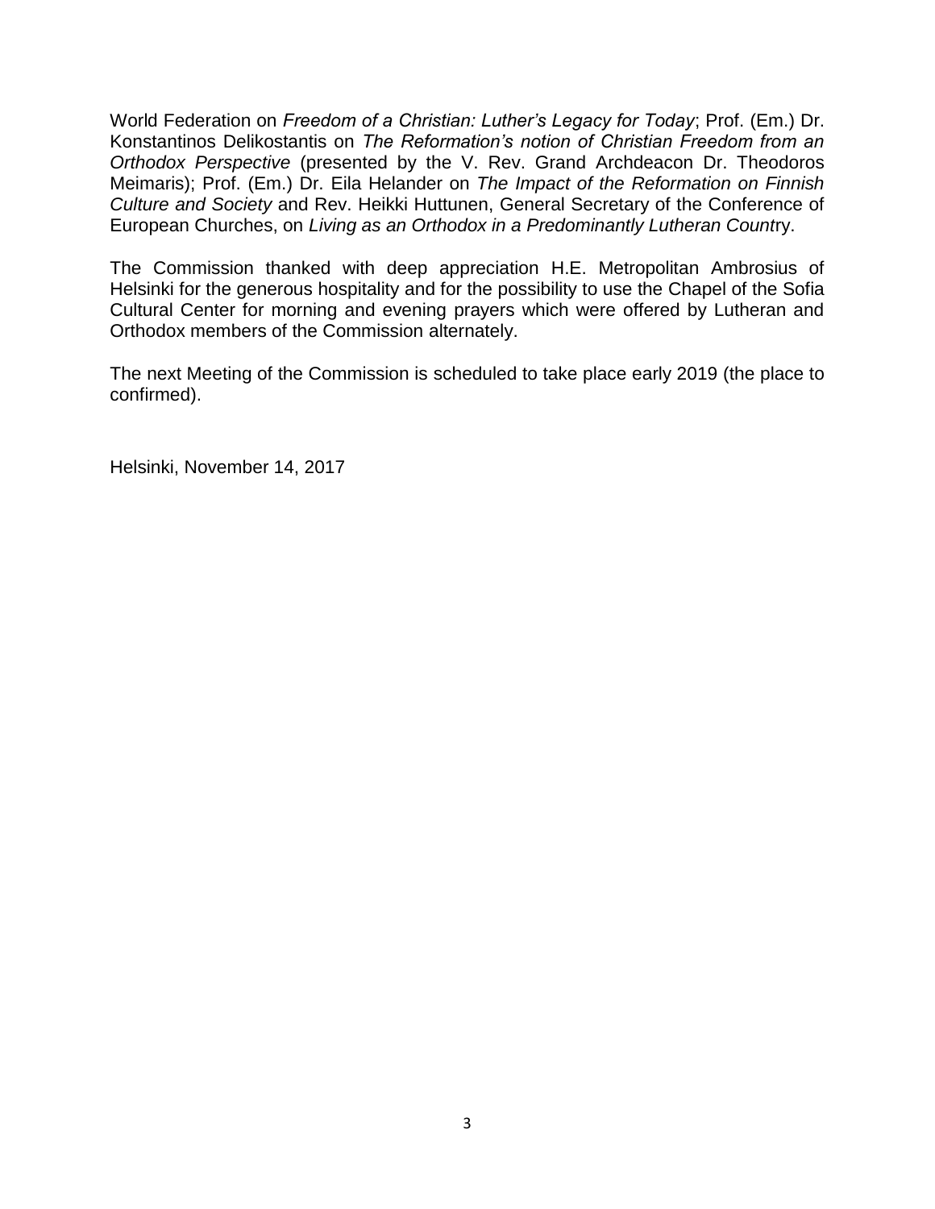World Federation on *Freedom of a Christian: Luther's Legacy for Today*; Prof. (Em.) Dr. Konstantinos Delikostantis on *The Reformation's notion of Christian Freedom from an Orthodox Perspective* (presented by the V. Rev. Grand Archdeacon Dr. Theodoros Meimaris); Prof. (Em.) Dr. Eila Helander on *The Impact of the Reformation on Finnish Culture and Society* and Rev. Heikki Huttunen, General Secretary of the Conference of European Churches, on *Living as an Orthodox in a Predominantly Lutheran Count*ry.

The Commission thanked with deep appreciation H.E. Metropolitan Ambrosius of Helsinki for the generous hospitality and for the possibility to use the Chapel of the Sofia Cultural Center for morning and evening prayers which were offered by Lutheran and Orthodox members of the Commission alternately.

The next Meeting of the Commission is scheduled to take place early 2019 (the place to confirmed).

Helsinki, November 14, 2017